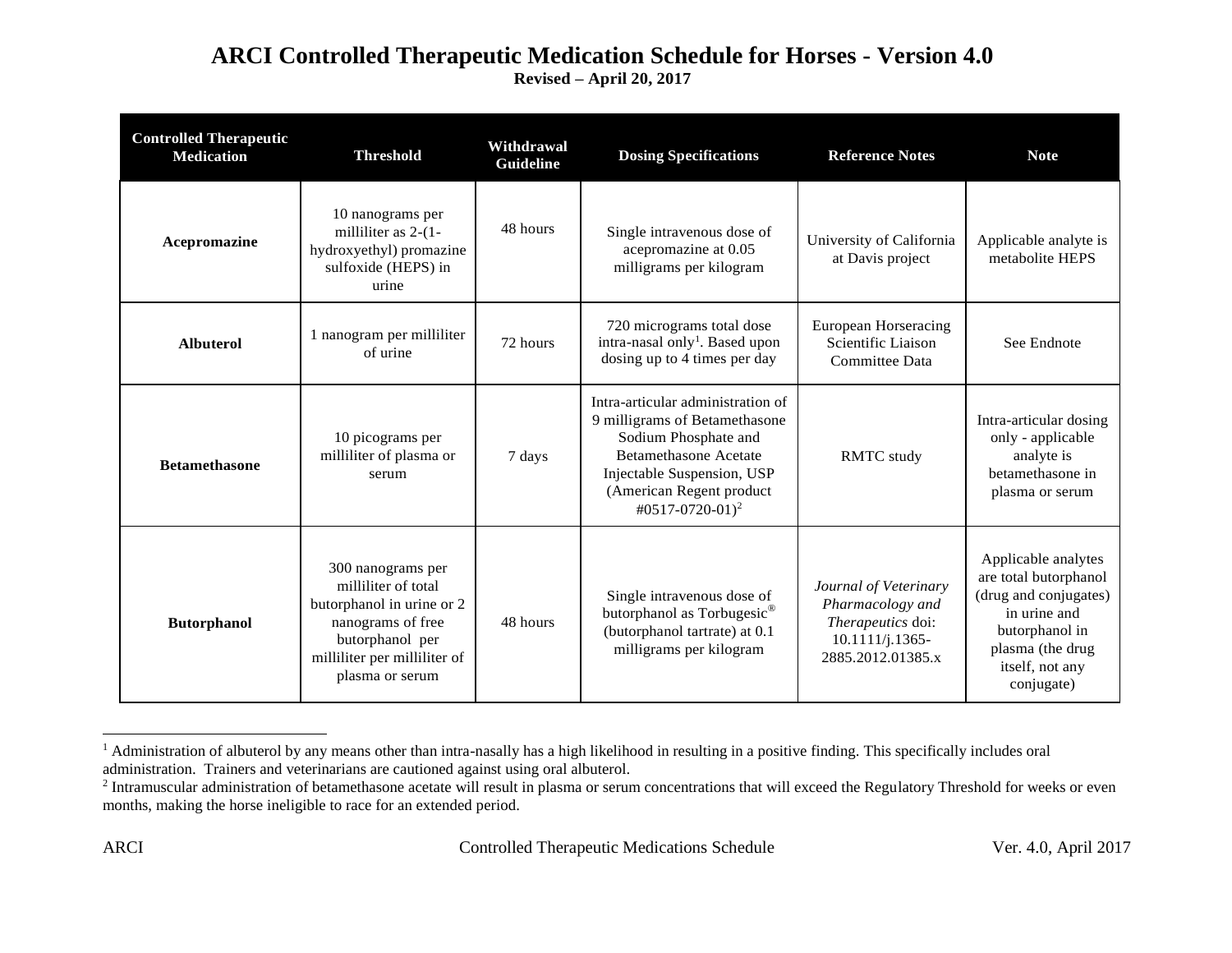# ARCI Controlled Therapeutic Medication Schedule for Horses - Version 4.0

**Revised – April 20, 2017**

| Controlled Therapeutic Medication | Threshold | Withdrawal Guideline | Dosing Specifications | Reference Notes | Note |
|---|---|---|---|---|---|
| **Acepromazine** | 10 nanograms per milliliter as 2-(1-hydroxyethyl) promazine sulfoxide (HEPS) in urine | 48 hours | Single intravenous dose of acepromazine at 0.05 milligrams per kilogram | University of California at Davis project | Applicable analyte is metabolite HEPS |
| **Albuterol** | 1 nanogram per milliliter of urine | 72 hours | 720 micrograms total dose intra-nasal only[1]. Based upon dosing up to 4 times per day | European Horseracing Scientific Liaison Committee Data | See Endnote |
| **Betamethasone** | 10 picograms per milliliter of plasma or serum | 7 days | Intra-articular administration of 9 milligrams of Betamethasone Sodium Phosphate and Betamethasone Acetate Injectable Suspension, USP (American Regent product #0517-0720-01)[2] | RMTC study | Intra-articular dosing only - applicable analyte is betamethasone in plasma or serum |
| **Butorphanol** | 300 nanograms per milliliter of total butorphanol in urine or 2 nanograms of free butorphanol per milliliter per milliliter of plasma or serum | 48 hours | Single intravenous dose of butorphanol as Torbugesic® (butorphanol tartrate) at 0.1 milligrams per kilogram | *Journal of Veterinary Pharmacology and Therapeutics* doi: 10.1111/j.1365-2885.2012.01385.x | Applicable analytes are total butorphanol (drug and conjugates) in urine and butorphanol in plasma (the drug itself, not any conjugate) |

[1] Administration of albuterol by any means other than intra-nasally has a high likelihood in resulting in a positive finding. This specifically includes oral administration. Trainers and veterinarians are cautioned against using oral albuterol.

[2] Intramuscular administration of betamethasone acetate will result in plasma or serum concentrations that will exceed the Regulatory Threshold for weeks or even months, making the horse ineligible to race for an extended period.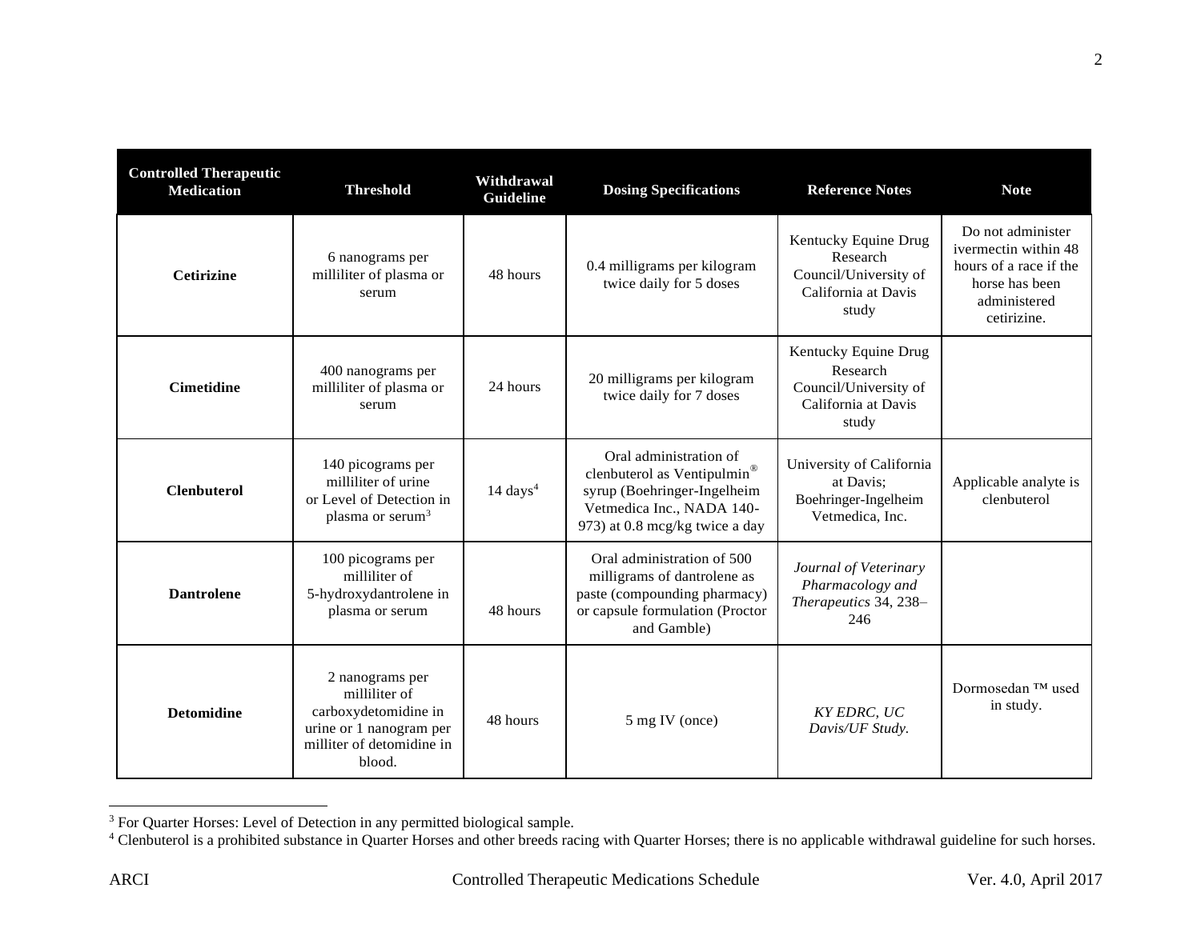| Controlled Therapeutic Medication | Threshold | Withdrawal Guideline | Dosing Specifications | Reference Notes | Note |
|---|---|---|---|---|---|
| **Cetirizine** | 6 nanograms per milliliter of plasma or serum | 48 hours | 0.4 milligrams per kilogram twice daily for 5 doses | Kentucky Equine Drug Research Council/University of California at Davis study | Do not administer ivermectin within 48 hours of a race if the horse has been administered cetirizine. |
| **Cimetidine** | 400 nanograms per milliliter of plasma or serum | 24 hours | 20 milligrams per kilogram twice daily for 7 doses | Kentucky Equine Drug Research Council/University of California at Davis study | |
| **Clenbuterol** | 140 picograms per milliliter of urine or Level of Detection in plasma or serum[3] | 14 days[4] | Oral administration of clenbuterol as Ventipulmin® syrup (Boehringer-Ingelheim Vetmedica Inc., NADA 140-973) at 0.8 mcg/kg twice a day | University of California at Davis; Boehringer-Ingelheim Vetmedica, Inc. | Applicable analyte is clenbuterol |
| **Dantrolene** | 100 picograms per milliliter of 5-hydroxydantrolene in plasma or serum | 48 hours | Oral administration of 500 milligrams of dantrolene as paste (compounding pharmacy) or capsule formulation (Proctor and Gamble) | *Journal of Veterinary Pharmacology and Therapeutics* 34, 238–246 | |
| **Detomidine** | 2 nanograms per milliliter of carboxydetomidine in urine or 1 nanogram per milliter of detomidine in blood. | 48 hours | 5 mg IV (once) | *KY EDRC, UC Davis/UF Study.* | Dormosedan ™ used in study. |

[3] For Quarter Horses: Level of Detection in any permitted biological sample.

[4] Clenbuterol is a prohibited substance in Quarter Horses and other breeds racing with Quarter Horses; there is no applicable withdrawal guideline for such horses.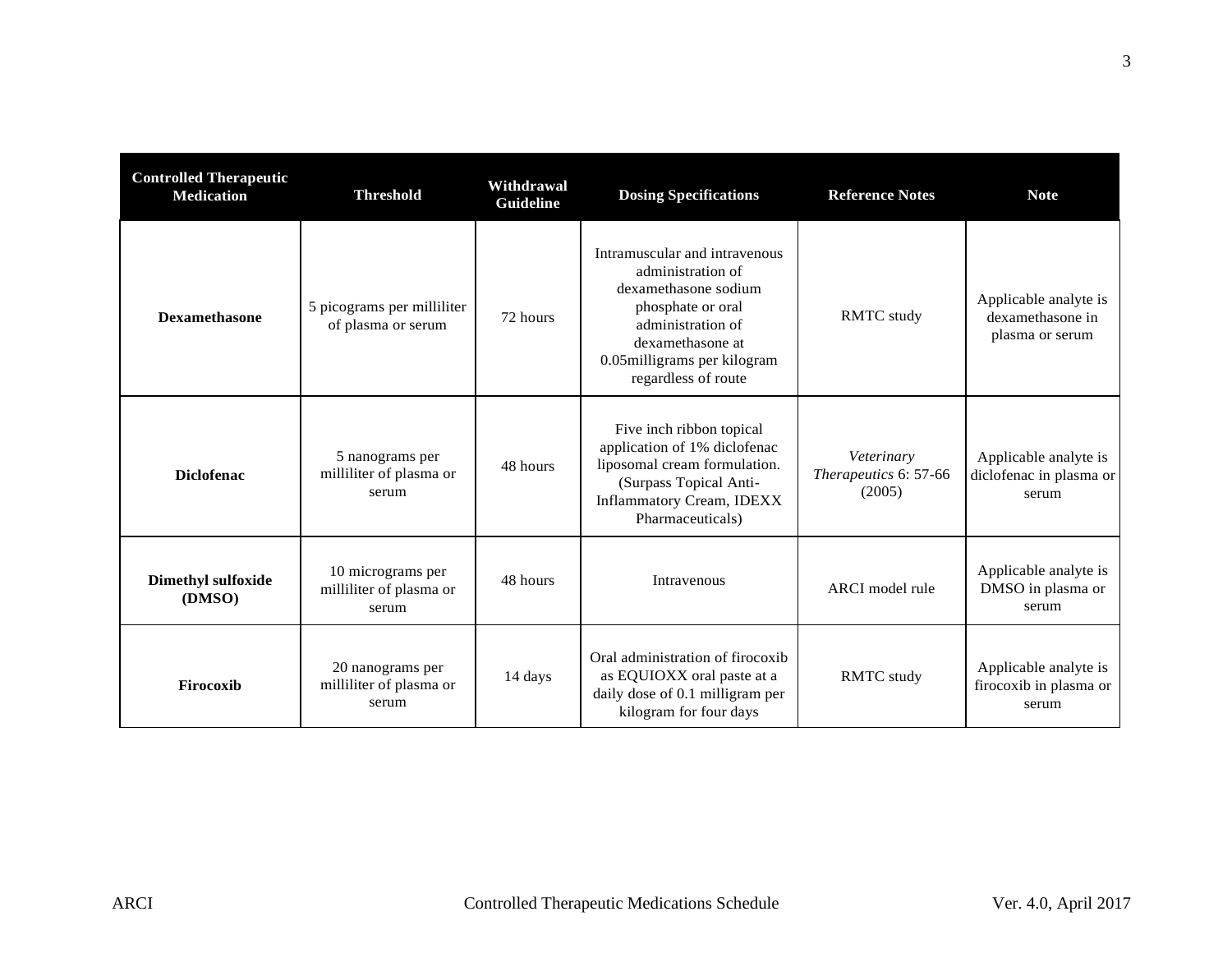| Controlled Therapeutic Medication | Threshold | Withdrawal Guideline | Dosing Specifications | Reference Notes | Note |
|---|---|---|---|---|---|
| **Dexamethasone** | 5 picograms per milliliter of plasma or serum | 72 hours | Intramuscular and intravenous administration of dexamethasone sodium phosphate or oral administration of dexamethasone at 0.05milligrams per kilogram regardless of route | RMTC study | Applicable analyte is dexamethasone in plasma or serum |
| **Diclofenac** | 5 nanograms per milliliter of plasma or serum | 48 hours | Five inch ribbon topical application of 1% diclofenac liposomal cream formulation. (Surpass Topical Anti-Inflammatory Cream, IDEXX Pharmaceuticals) | *Veterinary Therapeutics* 6: 57-66 (2005) | Applicable analyte is diclofenac in plasma or serum |
| **Dimethyl sulfoxide (DMSO)** | 10 micrograms per milliliter of plasma or serum | 48 hours | Intravenous | ARCI model rule | Applicable analyte is DMSO in plasma or serum |
| **Firocoxib** | 20 nanograms per milliliter of plasma or serum | 14 days | Oral administration of firocoxib as EQUIOXX oral paste at a daily dose of 0.1 milligram per kilogram for four days | RMTC study | Applicable analyte is firocoxib in plasma or serum |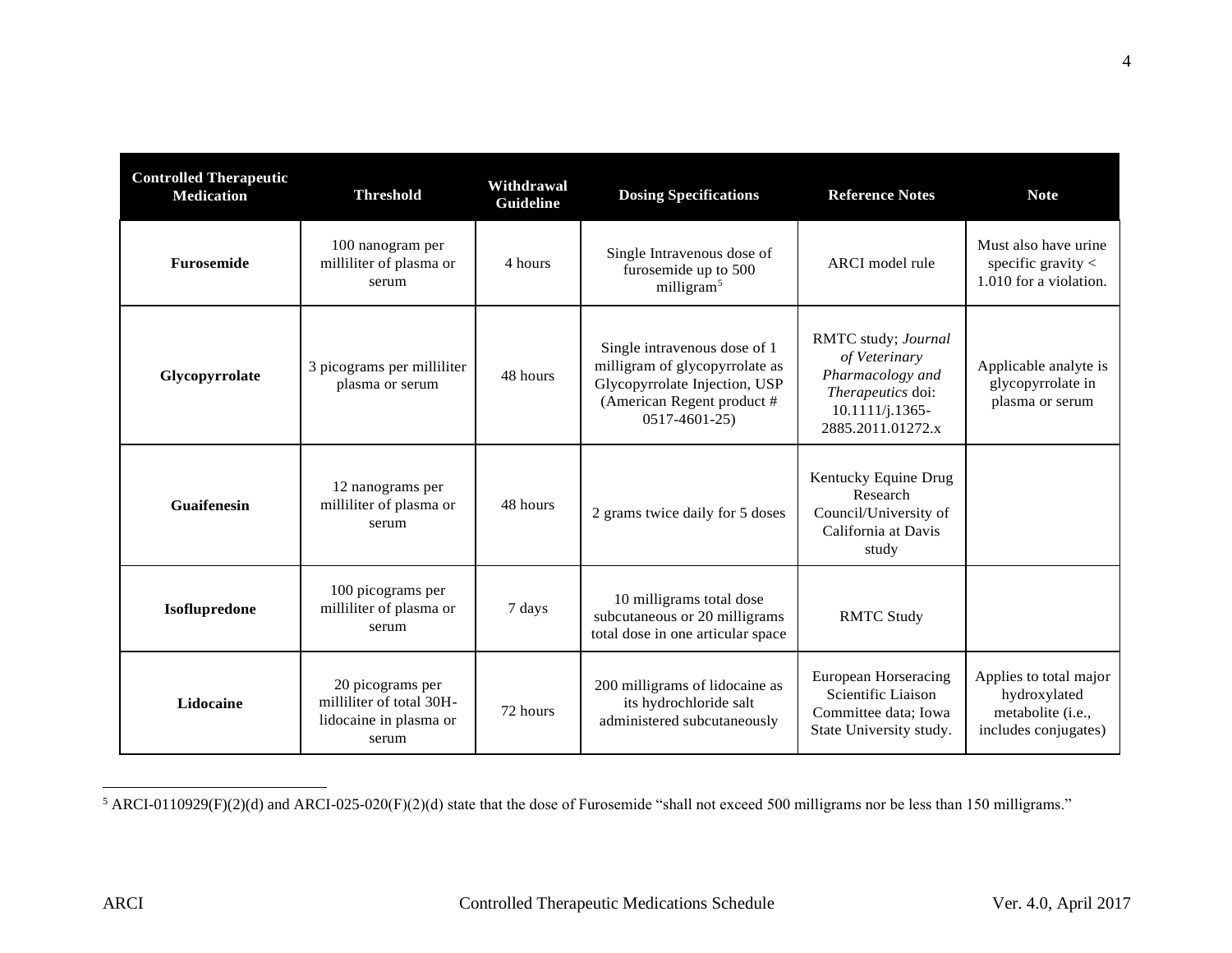| Controlled Therapeutic Medication | Threshold | Withdrawal Guideline | Dosing Specifications | Reference Notes | Note |
| --- | --- | --- | --- | --- | --- |
| **Furosemide** | 100 nanogram per milliliter of plasma or serum | 4 hours | Single Intravenous dose of furosemide up to 500 milligram[5] | ARCI model rule | Must also have urine specific gravity < 1.010 for a violation. |
| **Glycopyrrolate** | 3 picograms per milliliter plasma or serum | 48 hours | Single intravenous dose of 1 milligram of glycopyrrolate as Glycopyrrolate Injection, USP (American Regent product # 0517-4601-25) | RMTC study; *Journal of Veterinary Pharmacology and Therapeutics* doi: 10.1111/j.1365-2885.2011.01272.x | Applicable analyte is glycopyrrolate in plasma or serum |
| **Guaifenesin** | 12 nanograms per milliliter of plasma or serum | 48 hours | 2 grams twice daily for 5 doses | Kentucky Equine Drug Research Council/University of California at Davis study | |
| **Isoflupredone** | 100 picograms per milliliter of plasma or serum | 7 days | 10 milligrams total dose subcutaneous or 20 milligrams total dose in one articular space | RMTC Study | |
| **Lidocaine** | 20 picograms per milliliter of total 3OH-lidocaine in plasma or serum | 72 hours | 200 milligrams of lidocaine as its hydrochloride salt administered subcutaneously | European Horseracing Scientific Liaison Committee data; Iowa State University study. | Applies to total major hydroxylated metabolite (i.e., includes conjugates) |

[5] ARCI-0110929(F)(2)(d) and ARCI-025-020(F)(2)(d) state that the dose of Furosemide "shall not exceed 500 milligrams nor be less than 150 milligrams."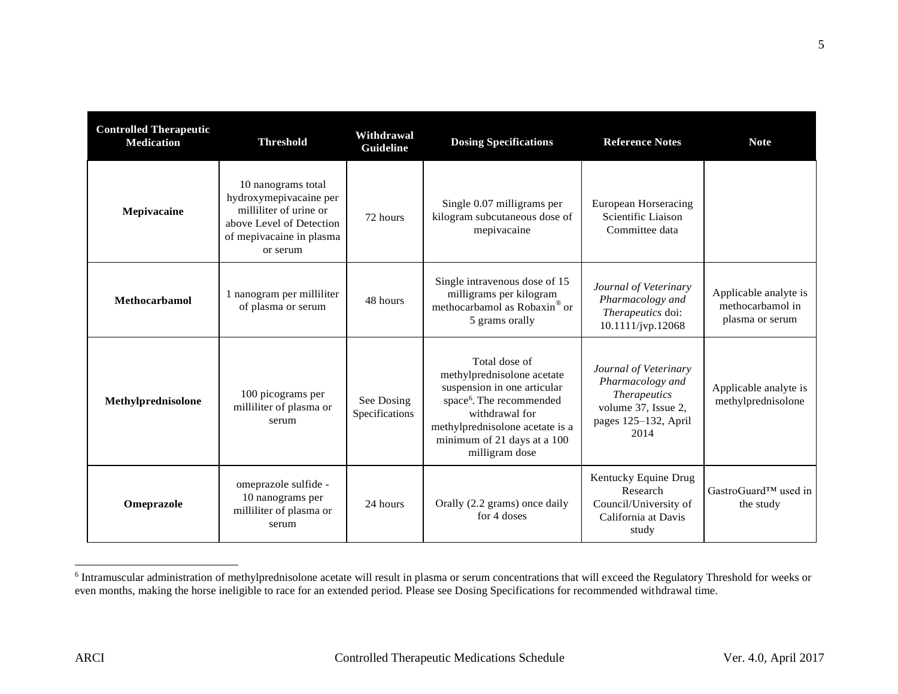| Controlled Therapeutic Medication | Threshold | Withdrawal Guideline | Dosing Specifications | Reference Notes | Note |
|---|---|---|---|---|---|
| **Mepivacaine** | 10 nanograms total hydroxymepivacaine per milliliter of urine or above Level of Detection of mepivacaine in plasma or serum | 72 hours | Single 0.07 milligrams per kilogram subcutaneous dose of mepivacaine | European Horseracing Scientific Liaison Committee data | |
| **Methocarbamol** | 1 nanogram per milliliter of plasma or serum | 48 hours | Single intravenous dose of 15 milligrams per kilogram methocarbamol as Robaxin® or 5 grams orally | *Journal of Veterinary Pharmacology and Therapeutics* doi: 10.1111/jvp.12068 | Applicable analyte is methocarbamol in plasma or serum |
| **Methylprednisolone** | 100 picograms per milliliter of plasma or serum | See Dosing Specifications | Total dose of methylprednisolone acetate suspension in one articular space[6]. The recommended withdrawal for methylprednisolone acetate is a minimum of 21 days at a 100 milligram dose | *Journal of Veterinary Pharmacology and Therapeutics* volume 37, Issue 2, pages 125–132, April 2014 | Applicable analyte is methylprednisolone |
| **Omeprazole** | omeprazole sulfide - 10 nanograms per milliliter of plasma or serum | 24 hours | Orally (2.2 grams) once daily for 4 doses | Kentucky Equine Drug Research Council/University of California at Davis study | GastroGuard™ used in the study |

[6] Intramuscular administration of methylprednisolone acetate will result in plasma or serum concentrations that will exceed the Regulatory Threshold for weeks or even months, making the horse ineligible to race for an extended period. Please see Dosing Specifications for recommended withdrawal time.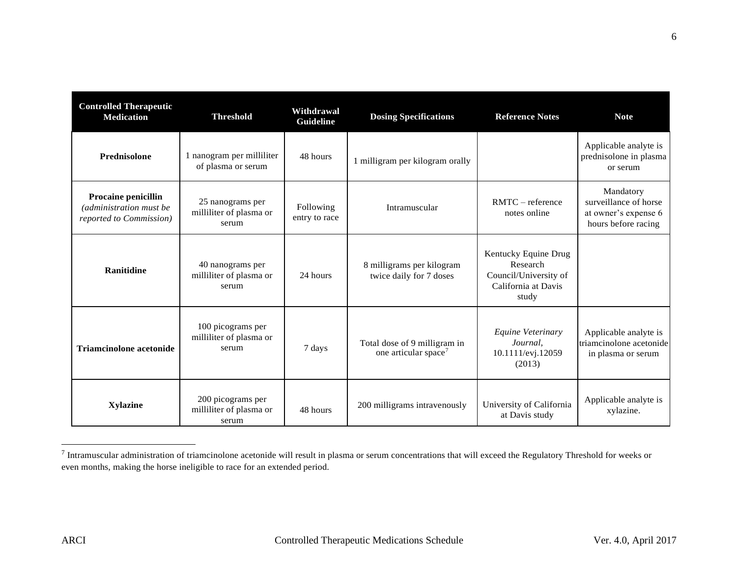| Controlled Therapeutic Medication | Threshold | Withdrawal Guideline | Dosing Specifications | Reference Notes | Note |
|---|---|---|---|---|---|
| **Prednisolone** | 1 nanogram per milliliter of plasma or serum | 48 hours | 1 milligram per kilogram orally | | Applicable analyte is prednisolone in plasma or serum |
| **Procaine penicillin** *(administration must be reported to Commission)* | 25 nanograms per milliliter of plasma or serum | Following entry to race | Intramuscular | RMTC – reference notes online | Mandatory surveillance of horse at owner's expense 6 hours before racing |
| **Ranitidine** | 40 nanograms per milliliter of plasma or serum | 24 hours | 8 milligrams per kilogram twice daily for 7 doses | Kentucky Equine Drug Research Council/University of California at Davis study | |
| **Triamcinolone acetonide** | 100 picograms per milliliter of plasma or serum | 7 days | Total dose of 9 milligram in one articular space[7] | *Equine Veterinary Journal,* 10.1111/evj.12059 (2013) | Applicable analyte is triamcinolone acetonide in plasma or serum |
| **Xylazine** | 200 picograms per milliliter of plasma or serum | 48 hours | 200 milligrams intravenously | University of California at Davis study | Applicable analyte is xylazine. |

[7] Intramuscular administration of triamcinolone acetonide will result in plasma or serum concentrations that will exceed the Regulatory Threshold for weeks or even months, making the horse ineligible to race for an extended period.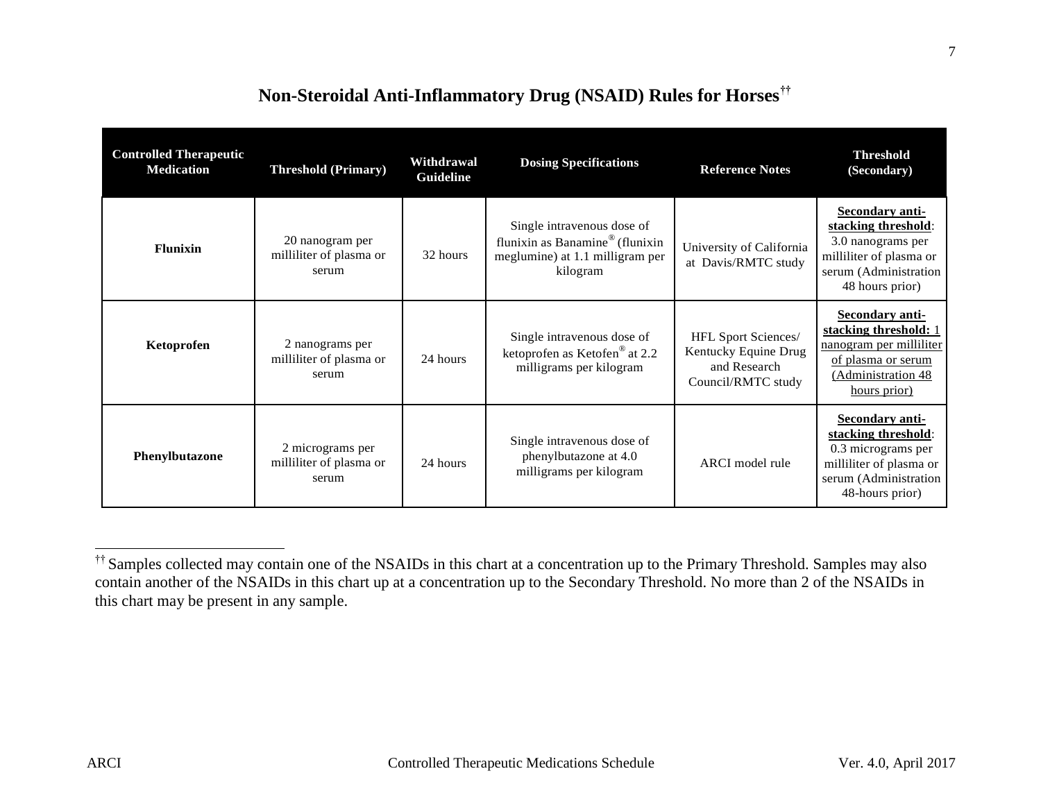# Non-Steroidal Anti-Inflammatory Drug (NSAID) Rules for Horses[††]

| Controlled Therapeutic Medication | Threshold (Primary) | Withdrawal Guideline | Dosing Specifications | Reference Notes | Threshold (Secondary) |
|---|---|---|---|---|---|
| **Flunixin** | 20 nanogram per milliliter of plasma or serum | 32 hours | Single intravenous dose of flunixin as Banamine® (flunixin meglumine) at 1.1 milligram per kilogram | University of California at Davis/RMTC study | **Secondary anti-stacking threshold**: 3.0 nanograms per milliliter of plasma or serum (Administration 48 hours prior) |
| **Ketoprofen** | 2 nanograms per milliliter of plasma or serum | 24 hours | Single intravenous dose of ketoprofen as Ketofen® at 2.2 milligrams per kilogram | HFL Sport Sciences/ Kentucky Equine Drug and Research Council/RMTC study | **Secondary anti-stacking threshold:** 1 nanogram per milliliter of plasma or serum (Administration 48 hours prior) |
| **Phenylbutazone** | 2 micrograms per milliliter of plasma or serum | 24 hours | Single intravenous dose of phenylbutazone at 4.0 milligrams per kilogram | ARCI model rule | **Secondary anti-stacking threshold**: 0.3 micrograms per milliliter of plasma or serum (Administration 48-hours prior) |

[††] Samples collected may contain one of the NSAIDs in this chart at a concentration up to the Primary Threshold. Samples may also contain another of the NSAIDs in this chart up at a concentration up to the Secondary Threshold. No more than 2 of the NSAIDs in this chart may be present in any sample.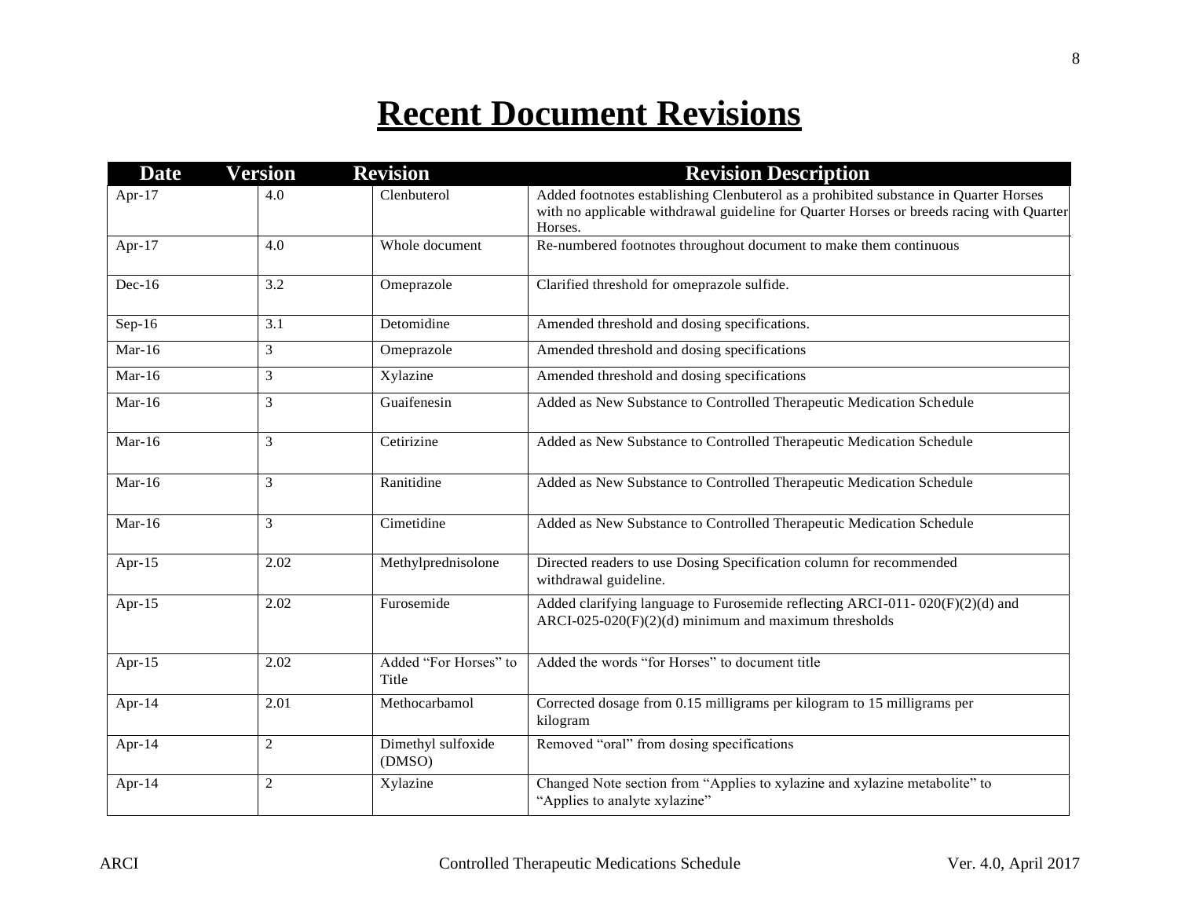# Recent Document Revisions

| Date | Version | Revision | Revision Description |
|---|---|---|---|
| Apr-17 | 4.0 | Clenbuterol | Added footnotes establishing Clenbuterol as a prohibited substance in Quarter Horses with no applicable withdrawal guideline for Quarter Horses or breeds racing with Quarter Horses. |
| Apr-17 | 4.0 | Whole document | Re-numbered footnotes throughout document to make them continuous |
| Dec-16 | 3.2 | Omeprazole | Clarified threshold for omeprazole sulfide. |
| Sep-16 | 3.1 | Detomidine | Amended threshold and dosing specifications. |
| Mar-16 | 3 | Omeprazole | Amended threshold and dosing specifications |
| Mar-16 | 3 | Xylazine | Amended threshold and dosing specifications |
| Mar-16 | 3 | Guaifenesin | Added as New Substance to Controlled Therapeutic Medication Schedule |
| Mar-16 | 3 | Cetirizine | Added as New Substance to Controlled Therapeutic Medication Schedule |
| Mar-16 | 3 | Ranitidine | Added as New Substance to Controlled Therapeutic Medication Schedule |
| Mar-16 | 3 | Cimetidine | Added as New Substance to Controlled Therapeutic Medication Schedule |
| Apr-15 | 2.02 | Methylprednisolone | Directed readers to use Dosing Specification column for recommended withdrawal guideline. |
| Apr-15 | 2.02 | Furosemide | Added clarifying language to Furosemide reflecting ARCI-011- 020(F)(2)(d) and ARCI-025-020(F)(2)(d) minimum and maximum thresholds |
| Apr-15 | 2.02 | Added "For Horses" to Title | Added the words "for Horses" to document title |
| Apr-14 | 2.01 | Methocarbamol | Corrected dosage from 0.15 milligrams per kilogram to 15 milligrams per kilogram |
| Apr-14 | 2 | Dimethyl sulfoxide (DMSO) | Removed "oral" from dosing specifications |
| Apr-14 | 2 | Xylazine | Changed Note section from "Applies to xylazine and xylazine metabolite" to "Applies to analyte xylazine" |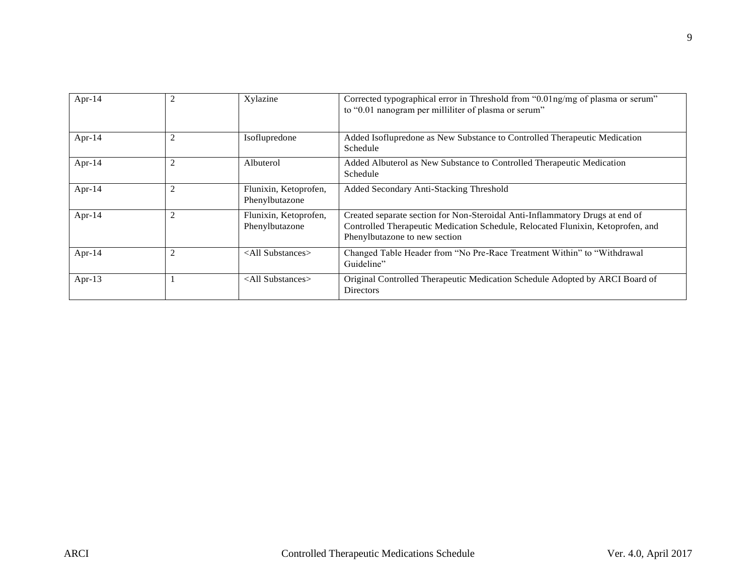| | | | |
|---|---|---|---|
| Apr-14 | 2 | Xylazine | Corrected typographical error in Threshold from "0.01ng/mg of plasma or serum" to "0.01 nanogram per milliliter of plasma or serum" |
| Apr-14 | 2 | Isoflupredone | Added Isoflupredone as New Substance to Controlled Therapeutic Medication Schedule |
| Apr-14 | 2 | Albuterol | Added Albuterol as New Substance to Controlled Therapeutic Medication Schedule |
| Apr-14 | 2 | Flunixin, Ketoprofen, Phenylbutazone | Added Secondary Anti-Stacking Threshold |
| Apr-14 | 2 | Flunixin, Ketoprofen, Phenylbutazone | Created separate section for Non-Steroidal Anti-Inflammatory Drugs at end of Controlled Therapeutic Medication Schedule, Relocated Flunixin, Ketoprofen, and Phenylbutazone to new section |
| Apr-14 | 2 | <All Substances> | Changed Table Header from "No Pre-Race Treatment Within" to "Withdrawal Guideline" |
| Apr-13 | 1 | <All Substances> | Original Controlled Therapeutic Medication Schedule Adopted by ARCI Board of Directors |